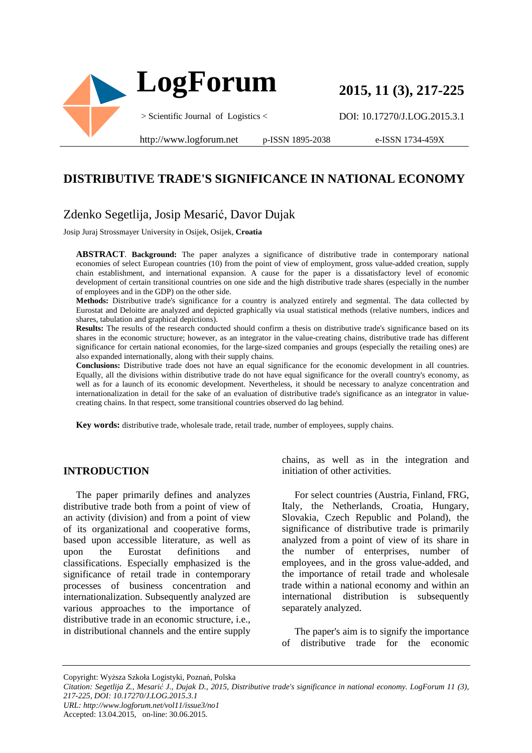# DISTRIBUTIVE TRADE'S SIGNIFICANCE IN NATIONAL ECONOMY

Zdenko Segetlija, Josip Mesarić, Davor Dujak

Josip Juraj Strossmayer University in Osijek, Osijek, **Croatia**

**ABSTRACT**. **Background:** The paper analyzes a significance of distributive trade in contemporary national economies of select European countries (10) from the point of view of employment, gross value-added creation, supply chain establishment, and international expansion. A cause for the paper is a dissatisfactory level of economic development of certain transitional countries on one side and the high distributive trade shares (especially in the number of employees and in the GDP) on the other side.

**Methods:** Distributive trade's significance for a country is analyzed entirely and segmental. The data collected by Eurostat and Deloitte are analyzed and depicted graphically via usual statistical methods (relative numbers, indices and shares, tabulation and graphical depictions).

**Results:** The results of the research conducted should confirm a thesis on distributive trade's significance based on its shares in the economic structure; however, as an integrator in the value-creating chains, distributive trade has different significance for certain national economies, for the large-sized companies and groups (especially the retailing ones) are also expanded internationally, along with their supply chains.

**Conclusions:** Distributive trade does not have an equal significance for the economic development in all countries. Equally, all the divisions within distributive trade do not have equal significance for the overall country's economy, as well as for a launch of its economic development. Nevertheless, it should be necessary to analyze concentration and internationalization in detail for the sake of an evaluation of distributive trade's significance as an integrator in value-creating chains. In that respect, some transitional countries observed do lag behind.

**Key words:** distributive trade, wholesale trade, retail trade, number of employees, supply chains.

## INTRODUCTION

The paper primarily defines and analyzes distributive trade both from a point of view of an activity (division) and from a point of view of its organizational and cooperative forms, based upon accessible literature, as well as upon the Eurostat definitions and classifications. Especially emphasized is the significance of retail trade in contemporary processes of business concentration and internationalization. Subsequently analyzed are various approaches to the importance of distributive trade in an economic structure, i.e., in distributional channels and the entire supply chains, as well as in the integration and initiation of other activities.

For select countries (Austria, Finland, FRG, Italy, the Netherlands, Croatia, Hungary, Slovakia, Czech Republic and Poland), the significance of distributive trade is primarily analyzed from a point of view of its share in the number of enterprises, number of employees, and in the gross value-added, and the importance of retail trade and wholesale trade within a national economy and within an international distribution is subsequently separately analyzed.

The paper's aim is to signify the importance of distributive trade for the economic

---

Copyright: Wyższa Szkoła Logistyki, Poznań, Polska

*Citation: Segetlija Z., Mesarić J., Dujak D., 2015, Distributive trade's significance in national economy. LogForum 11 (3), 217-225, DOI: 10.17270/J.LOG.2015.3.1*

*URL: http://www.logforum.net/vol11/issue3/no1*

Accepted: 13.04.2015, on-line: 30.06.2015.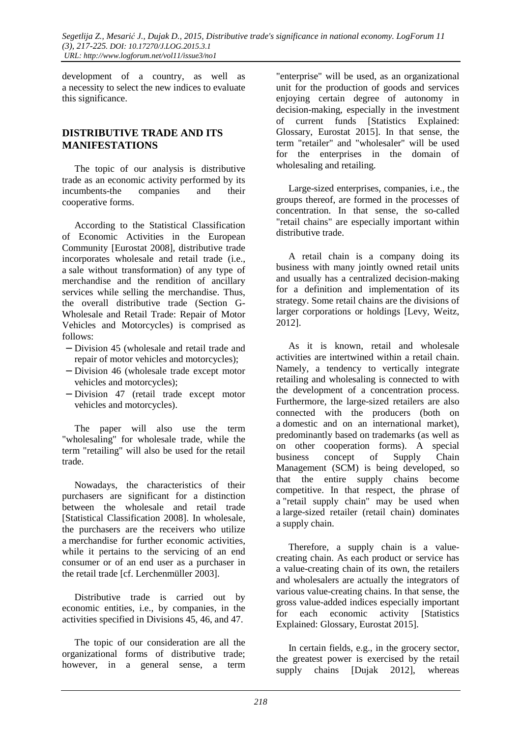development of a country, as well as a necessity to select the new indices to evaluate this significance.

## DISTRIBUTIVE TRADE AND ITS MANIFESTATIONS

The topic of our analysis is distributive trade as an economic activity performed by its incumbents-the companies and their cooperative forms.

According to the Statistical Classification of Economic Activities in the European Community [Eurostat 2008], distributive trade incorporates wholesale and retail trade (i.e., a sale without transformation) of any type of merchandise and the rendition of ancillary services while selling the merchandise. Thus, the overall distributive trade (Section G-Wholesale and Retail Trade: Repair of Motor Vehicles and Motorcycles) is comprised as follows:

- Division 45 (wholesale and retail trade and repair of motor vehicles and motorcycles);
- Division 46 (wholesale trade except motor vehicles and motorcycles);
- Division 47 (retail trade except motor vehicles and motorcycles).

The paper will also use the term "wholesaling" for wholesale trade, while the term "retailing" will also be used for the retail trade.

Nowadays, the characteristics of their purchasers are significant for a distinction between the wholesale and retail trade [Statistical Classification 2008]. In wholesale, the purchasers are the receivers who utilize a merchandise for further economic activities, while it pertains to the servicing of an end consumer or of an end user as a purchaser in the retail trade [cf. Lerchenmüller 2003].

Distributive trade is carried out by economic entities, i.e., by companies, in the activities specified in Divisions 45, 46, and 47.

The topic of our consideration are all the organizational forms of distributive trade; however, in a general sense, a term "enterprise" will be used, as an organizational unit for the production of goods and services enjoying certain degree of autonomy in decision-making, especially in the investment of current funds [Statistics Explained: Glossary, Eurostat 2015]. In that sense, the term "retailer" and "wholesaler" will be used for the enterprises in the domain of wholesaling and retailing.

Large-sized enterprises, companies, i.e., the groups thereof, are formed in the processes of concentration. In that sense, the so-called "retail chains" are especially important within distributive trade.

A retail chain is a company doing its business with many jointly owned retail units and usually has a centralized decision-making for a definition and implementation of its strategy. Some retail chains are the divisions of larger corporations or holdings [Levy, Weitz, 2012].

As it is known, retail and wholesale activities are intertwined within a retail chain. Namely, a tendency to vertically integrate retailing and wholesaling is connected to with the development of a concentration process. Furthermore, the large-sized retailers are also connected with the producers (both on a domestic and on an international market), predominantly based on trademarks (as well as on other cooperation forms). A special business concept of Supply Chain Management (SCM) is being developed, so that the entire supply chains become competitive. In that respect, the phrase of a "retail supply chain" may be used when a large-sized retailer (retail chain) dominates a supply chain.

Therefore, a supply chain is a value-creating chain. As each product or service has a value-creating chain of its own, the retailers and wholesalers are actually the integrators of various value-creating chains. In that sense, the gross value-added indices especially important for each economic activity [Statistics Explained: Glossary, Eurostat 2015].

In certain fields, e.g., in the grocery sector, the greatest power is exercised by the retail supply chains [Dujak 2012], whereas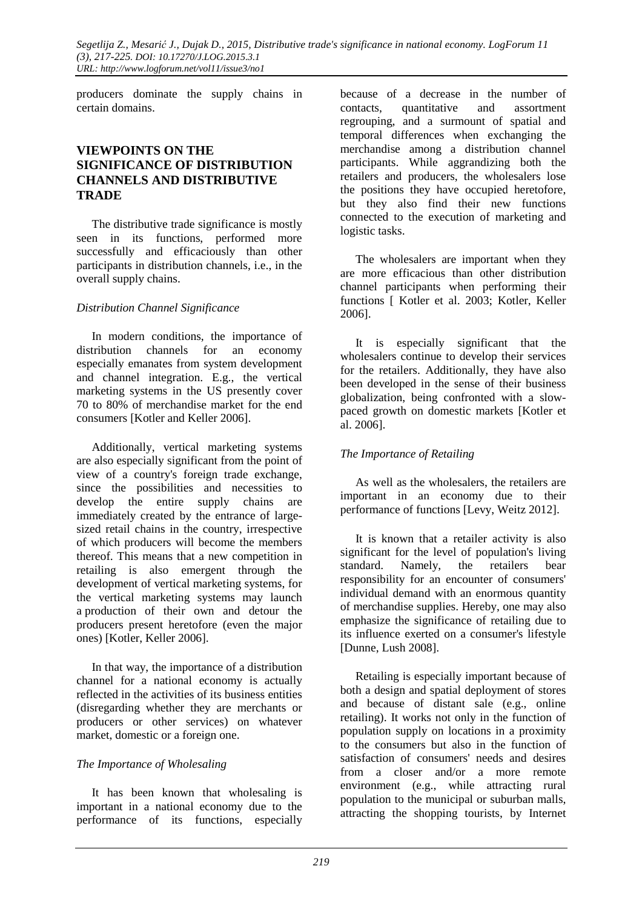producers dominate the supply chains in certain domains.

## VIEWPOINTS ON THE SIGNIFICANCE OF DISTRIBUTION CHANNELS AND DISTRIBUTIVE TRADE

The distributive trade significance is mostly seen in its functions, performed more successfully and efficaciously than other participants in distribution channels, i.e., in the overall supply chains.

### *Distribution Channel Significance*

In modern conditions, the importance of distribution channels for an economy especially emanates from system development and channel integration. E.g., the vertical marketing systems in the US presently cover 70 to 80% of merchandise market for the end consumers [Kotler and Keller 2006].

Additionally, vertical marketing systems are also especially significant from the point of view of a country's foreign trade exchange, since the possibilities and necessities to develop the entire supply chains are immediately created by the entrance of large-sized retail chains in the country, irrespective of which producers will become the members thereof. This means that a new competition in retailing is also emergent through the development of vertical marketing systems, for the vertical marketing systems may launch a production of their own and detour the producers present heretofore (even the major ones) [Kotler, Keller 2006].

In that way, the importance of a distribution channel for a national economy is actually reflected in the activities of its business entities (disregarding whether they are merchants or producers or other services) on whatever market, domestic or a foreign one.

### *The Importance of Wholesaling*

It has been known that wholesaling is important in a national economy due to the performance of its functions, especially because of a decrease in the number of contacts, quantitative and assortment regrouping, and a surmount of spatial and temporal differences when exchanging the merchandise among a distribution channel participants. While aggrandizing both the retailers and producers, the wholesalers lose the positions they have occupied heretofore, but they also find their new functions connected to the execution of marketing and logistic tasks.

The wholesalers are important when they are more efficacious than other distribution channel participants when performing their functions [ Kotler et al. 2003; Kotler, Keller 2006].

It is especially significant that the wholesalers continue to develop their services for the retailers. Additionally, they have also been developed in the sense of their business globalization, being confronted with a slow-paced growth on domestic markets [Kotler et al. 2006].

### *The Importance of Retailing*

As well as the wholesalers, the retailers are important in an economy due to their performance of functions [Levy, Weitz 2012].

It is known that a retailer activity is also significant for the level of population's living standard. Namely, the retailers bear responsibility for an encounter of consumers' individual demand with an enormous quantity of merchandise supplies. Hereby, one may also emphasize the significance of retailing due to its influence exerted on a consumer's lifestyle [Dunne, Lush 2008].

Retailing is especially important because of both a design and spatial deployment of stores and because of distant sale (e.g., online retailing). It works not only in the function of population supply on locations in a proximity to the consumers but also in the function of satisfaction of consumers' needs and desires from a closer and/or a more remote environment (e.g., while attracting rural population to the municipal or suburban malls, attracting the shopping tourists, by Internet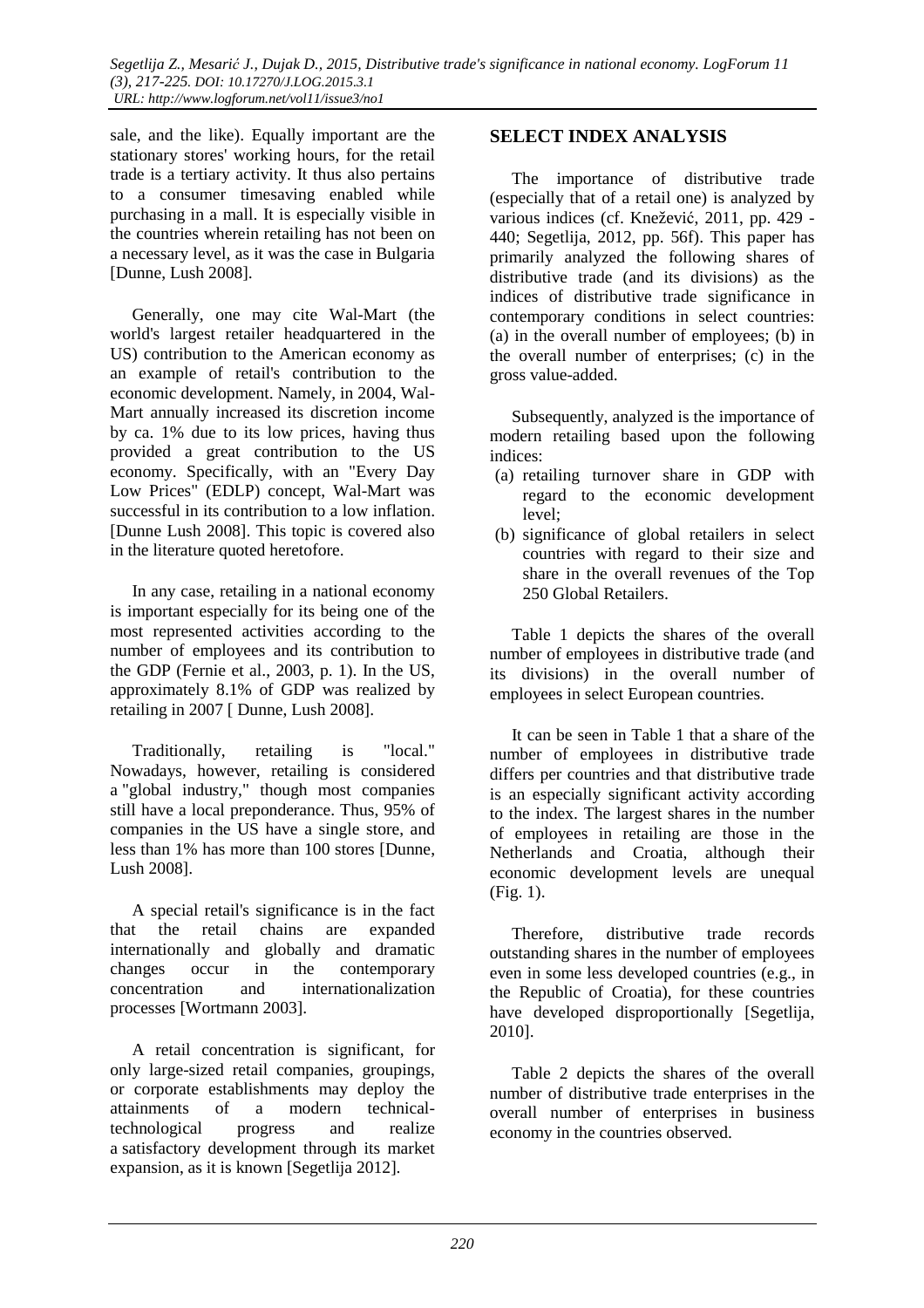sale, and the like). Equally important are the stationary stores' working hours, for the retail trade is a tertiary activity. It thus also pertains to a consumer timesaving enabled while purchasing in a mall. It is especially visible in the countries wherein retailing has not been on a necessary level, as it was the case in Bulgaria [Dunne, Lush 2008].

Generally, one may cite Wal-Mart (the world's largest retailer headquartered in the US) contribution to the American economy as an example of retail's contribution to the economic development. Namely, in 2004, Wal-Mart annually increased its discretion income by ca. 1% due to its low prices, having thus provided a great contribution to the US economy. Specifically, with an "Every Day Low Prices" (EDLP) concept, Wal-Mart was successful in its contribution to a low inflation. [Dunne Lush 2008]. This topic is covered also in the literature quoted heretofore.

In any case, retailing in a national economy is important especially for its being one of the most represented activities according to the number of employees and its contribution to the GDP (Fernie et al., 2003, p. 1). In the US, approximately 8.1% of GDP was realized by retailing in 2007 [ Dunne, Lush 2008].

Traditionally, retailing is "local." Nowadays, however, retailing is considered a "global industry," though most companies still have a local preponderance. Thus, 95% of companies in the US have a single store, and less than 1% has more than 100 stores [Dunne, Lush 2008].

A special retail's significance is in the fact that the retail chains are expanded internationally and globally and dramatic changes occur in the contemporary concentration and internationalization processes [Wortmann 2003].

A retail concentration is significant, for only large-sized retail companies, groupings, or corporate establishments may deploy the attainments of a modern technical-technological progress and realize a satisfactory development through its market expansion, as it is known [Segetlija 2012].

## SELECT INDEX ANALYSIS

The importance of distributive trade (especially that of a retail one) is analyzed by various indices (cf. Knežević, 2011, pp. 429 - 440; Segetlija, 2012, pp. 56f). This paper has primarily analyzed the following shares of distributive trade (and its divisions) as the indices of distributive trade significance in contemporary conditions in select countries: (a) in the overall number of employees; (b) in the overall number of enterprises; (c) in the gross value-added.

Subsequently, analyzed is the importance of modern retailing based upon the following indices:

(a) retailing turnover share in GDP with regard to the economic development level;
(b) significance of global retailers in select countries with regard to their size and share in the overall revenues of the Top 250 Global Retailers.

Table 1 depicts the shares of the overall number of employees in distributive trade (and its divisions) in the overall number of employees in select European countries.

It can be seen in Table 1 that a share of the number of employees in distributive trade differs per countries and that distributive trade is an especially significant activity according to the index. The largest shares in the number of employees in retailing are those in the Netherlands and Croatia, although their economic development levels are unequal (Fig. 1).

Therefore, distributive trade records outstanding shares in the number of employees even in some less developed countries (e.g., in the Republic of Croatia), for these countries have developed disproportionally [Segetlija, 2010].

Table 2 depicts the shares of the overall number of distributive trade enterprises in the overall number of enterprises in business economy in the countries observed.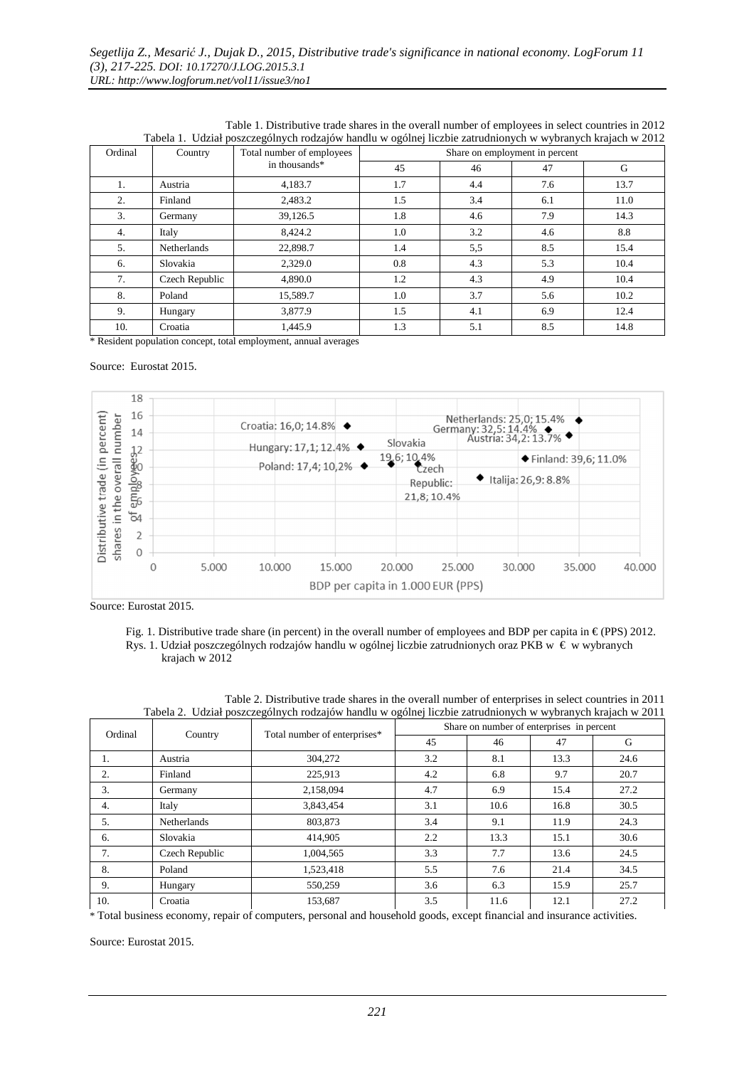Table 1. Distributive trade shares in the overall number of employees in select countries in 2012
Tabela 1. Udział poszczególnych rodzajów handlu w ogólnej liczbie zatrudnionych w wybranych krajach w 2012

| Ordinal | Country | Total number of employees in thousands* | Share on employment in percent | | | |
|---|---|---|---|---|---|---|
| | | | 45 | 46 | 47 | G |
| 1. | Austria | 4,183.7 | 1.7 | 4.4 | 7.6 | 13.7 |
| 2. | Finland | 2,483.2 | 1.5 | 3.4 | 6.1 | 11.0 |
| 3. | Germany | 39,126.5 | 1.8 | 4.6 | 7.9 | 14.3 |
| 4. | Italy | 8,424.2 | 1.0 | 3.2 | 4.6 | 8.8 |
| 5. | Netherlands | 22,898.7 | 1.4 | 5,5 | 8.5 | 15.4 |
| 6. | Slovakia | 2,329.0 | 0.8 | 4.3 | 5.3 | 10.4 |
| 7. | Czech Republic | 4,890.0 | 1.2 | 4.3 | 4.9 | 10.4 |
| 8. | Poland | 15,589.7 | 1.0 | 3.7 | 5.6 | 10.2 |
| 9. | Hungary | 3,877.9 | 1.5 | 4.1 | 6.9 | 12.4 |
| 10. | Croatia | 1,445.9 | 1.3 | 5.1 | 8.5 | 14.8 |

\* Resident population concept, total employment, annual averages

Source: Eurostat 2015.

Source: Eurostat 2015.

Fig. 1. Distributive trade share (in percent) in the overall number of employees and BDP per capita in € (PPS) 2012.
Rys. 1. Udział poszczególnych rodzajów handlu w ogólnej liczbie zatrudnionych oraz PKB w € w wybranych krajach w 2012

Table 2. Distributive trade shares in the overall number of enterprises in select countries in 2011
Tabela 2. Udział poszczególnych rodzajów handlu w ogólnej liczbie zatrudnionych w wybranych krajach w 2011

| Ordinal | Country | Total number of enterprises* | Share on number of enterprises in percent | | | |
|---|---|---|---|---|---|---|
| | | | 45 | 46 | 47 | G |
| 1. | Austria | 304,272 | 3.2 | 8.1 | 13.3 | 24.6 |
| 2. | Finland | 225,913 | 4.2 | 6.8 | 9.7 | 20.7 |
| 3. | Germany | 2,158,094 | 4.7 | 6.9 | 15.4 | 27.2 |
| 4. | Italy | 3,843,454 | 3.1 | 10.6 | 16.8 | 30.5 |
| 5. | Netherlands | 803,873 | 3.4 | 9.1 | 11.9 | 24.3 |
| 6. | Slovakia | 414,905 | 2.2 | 13.3 | 15.1 | 30.6 |
| 7. | Czech Republic | 1,004,565 | 3.3 | 7.7 | 13.6 | 24.5 |
| 8. | Poland | 1,523,418 | 5.5 | 7.6 | 21.4 | 34.5 |
| 9. | Hungary | 550,259 | 3.6 | 6.3 | 15.9 | 25.7 |
| 10. | Croatia | 153,687 | 3.5 | 11.6 | 12.1 | 27.2 |

\* Total business economy, repair of computers, personal and household goods, except financial and insurance activities.

Source: Eurostat 2015.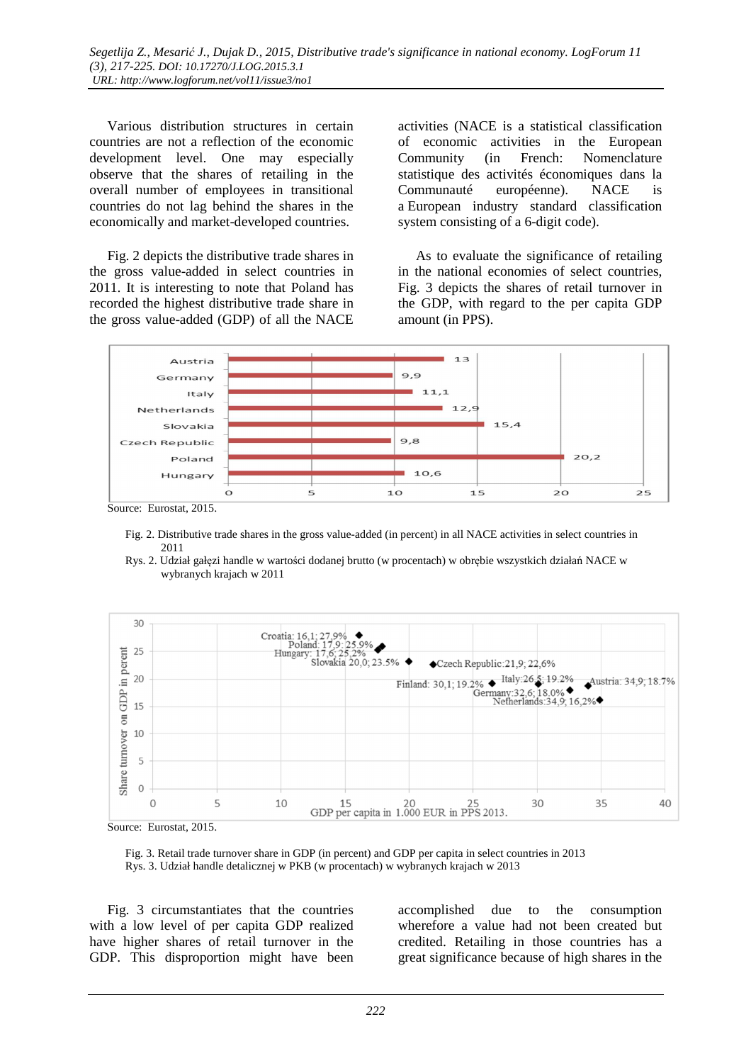Various distribution structures in certain countries are not a reflection of the economic development level. One may especially observe that the shares of retailing in the overall number of employees in transitional countries do not lag behind the shares in the economically and market-developed countries.

Fig. 2 depicts the distributive trade shares in the gross value-added in select countries in 2011. It is interesting to note that Poland has recorded the highest distributive trade share in the gross value-added (GDP) of all the NACE activities (NACE is a statistical classification of economic activities in the European Community (in French: Nomenclature statistique des activités économiques dans la Communauté européenne). NACE is a European industry standard classification system consisting of a 6-digit code).

As to evaluate the significance of retailing in the national economies of select countries, Fig. 3 depicts the shares of retail turnover in the GDP, with regard to the per capita GDP amount (in PPS).

| Country | Share (%) |
|---|---|
| Austria | 13 |
| Germany | 9,9 |
| Italy | 11,1 |
| Netherlands | 12,9 |
| Slovakia | 15,4 |
| Czech Republic | 9,8 |
| Poland | 20,2 |
| Hungary | 10,6 |

Source: Eurostat, 2015.

Fig. 2. Distributive trade shares in the gross value-added (in percent) in all NACE activities in select countries in 2011

Rys. 2. Udział gałęzi handle w wartości dodanej brutto (w procentach) w obrębie wszystkich działań NACE w wybranych krajach w 2011

| Country | GDP per capita in 1.000 EUR in PPS 2013 | Share turnover on GDP in percent |
|---|---|---|
| Croatia | 16,1 | 27,9% |
| Poland | 17,9 | 25,9% |
| Hungary | 17,6 | 25,2% |
| Slovakia | 20,0 | 23.5% |
| Czech Republic | 21,9 | 22,6% |
| Finland | 30,1 | 19,2% |
| Italy | 26,5 | 19.2% |
| Germany | 32,6 | 18.0% |
| Netherlands | 34,9 | 16,2% |
| Austria | 34,9 | 18.7% |

Source: Eurostat, 2015.

Fig. 3. Retail trade turnover share in GDP (in percent) and GDP per capita in select countries in 2013

Rys. 3. Udział handle detalicznej w PKB (w procentach) w wybranych krajach w 2013

Fig. 3 circumstantiates that the countries with a low level of per capita GDP realized have higher shares of retail turnover in the GDP. This disproportion might have been accomplished due to the consumption wherefore a value had not been created but credited. Retailing in those countries has a great significance because of high shares in the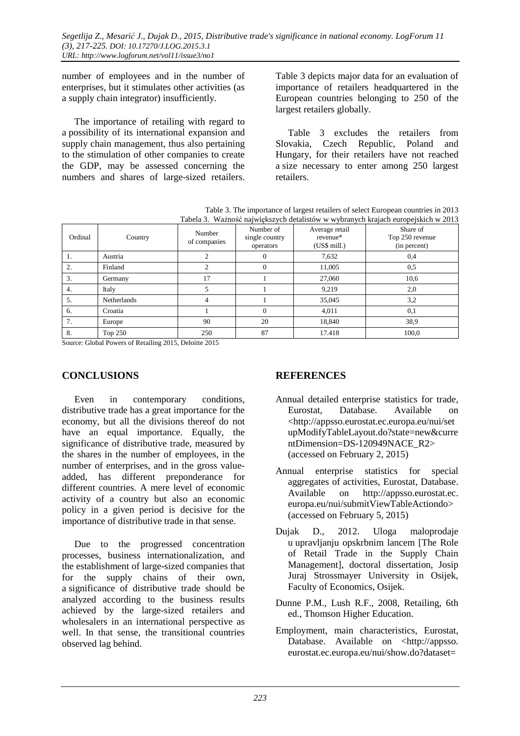number of employees and in the number of enterprises, but it stimulates other activities (as a supply chain integrator) insufficiently.

The importance of retailing with regard to a possibility of its international expansion and supply chain management, thus also pertaining to the stimulation of other companies to create the GDP, may be assessed concerning the numbers and shares of large-sized retailers. Table 3 depicts major data for an evaluation of importance of retailers headquartered in the European countries belonging to 250 of the largest retailers globally.

Table 3 excludes the retailers from Slovakia, Czech Republic, Poland and Hungary, for their retailers have not reached a size necessary to enter among 250 largest retailers.

Table 3. The importance of largest retailers of select European countries in 2013
Tabela 3. Ważność największych detalistów w wybranych krajach europejskich w 2013

| Ordinal | Country | Number of companies | Number of single country operators | Average retail revenue* (US$ mill.) | Share of Top 250 revenue (in percent) |
|---|---|---|---|---|---|
| 1. | Austria | 2 | 0 | 7,632 | 0,4 |
| 2. | Finland | 2 | 0 | 11,005 | 0,5 |
| 3. | Germany | 17 | 1 | 27,060 | 10,6 |
| 4. | Italy | 5 | 1 | 9,219 | 2,0 |
| 5. | Netherlands | 4 | 1 | 35,045 | 3,2 |
| 6. | Croatia | 1 | 0 | 4,011 | 0,1 |
| 7. | Europe | 90 | 20 | 18,840 | 38,9 |
| 8. | Top 250 | 250 | 87 | 17.418 | 100,0 |

Source: Global Powers of Retailing 2015, Deloitte 2015

## CONCLUSIONS

Even in contemporary conditions, distributive trade has a great importance for the economy, but all the divisions thereof do not have an equal importance. Equally, the significance of distributive trade, measured by the shares in the number of employees, in the number of enterprises, and in the gross value-added, has different preponderance for different countries. A mere level of economic activity of a country but also an economic policy in a given period is decisive for the importance of distributive trade in that sense.

Due to the progressed concentration processes, business internationalization, and the establishment of large-sized companies that for the supply chains of their own, a significance of distributive trade should be analyzed according to the business results achieved by the large-sized retailers and wholesalers in an international perspective as well. In that sense, the transitional countries observed lag behind.

## REFERENCES

Annual detailed enterprise statistics for trade, Eurostat, Database. Available on <http://appsso.eurostat.ec.europa.eu/nui/setupModifyTableLayout.do?state=new&currentDimension=DS-120949NACE_R2> (accessed on February 2, 2015)

Annual enterprise statistics for special aggregates of activities, Eurostat, Database. Available on http://appsso.eurostat.ec.europa.eu/nui/submitViewTableActiondo> (accessed on February 5, 2015)

Dujak D., 2012. Uloga maloprodaje u upravljanju opskrbnim lancem [The Role of Retail Trade in the Supply Chain Management], doctoral dissertation, Josip Juraj Strossmayer University in Osijek, Faculty of Economics, Osijek.

Dunne P.M., Lush R.F., 2008, Retailing, 6th ed., Thomson Higher Education.

Employment, main characteristics, Eurostat, Database. Available on <http://appsso.eurostat.ec.europa.eu/nui/show.do?dataset=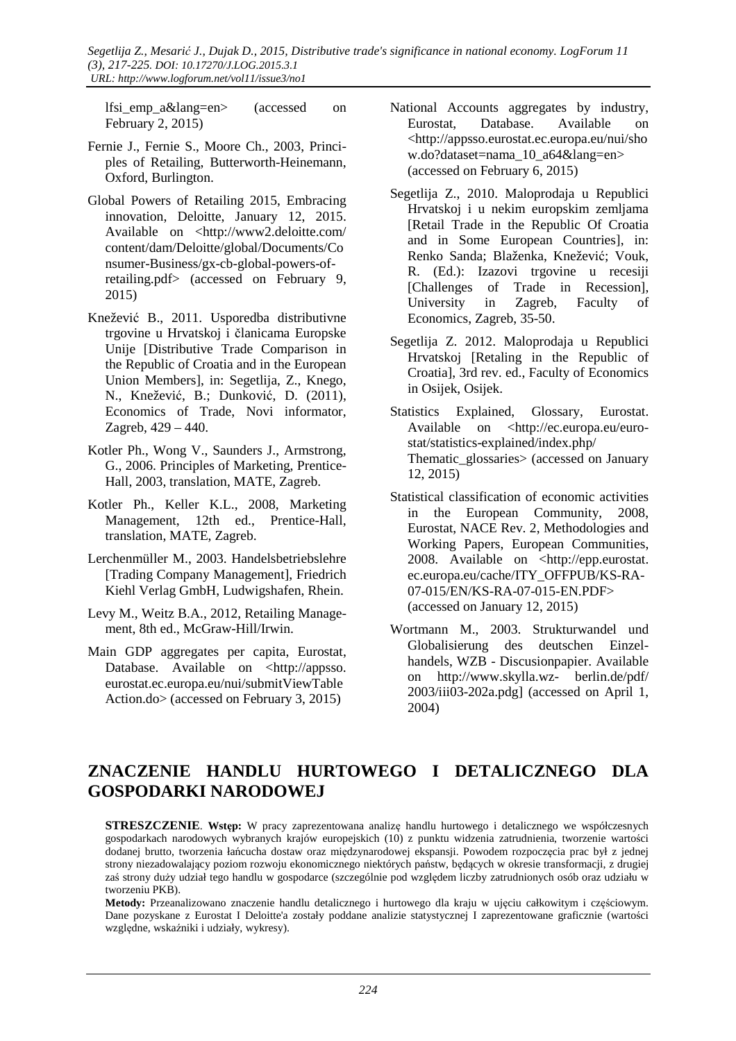lfsi_emp_a&lang=en> (accessed on February 2, 2015)

Fernie J., Fernie S., Moore Ch., 2003, Principles of Retailing, Butterworth-Heinemann, Oxford, Burlington.

Global Powers of Retailing 2015, Embracing innovation, Deloitte, January 12, 2015. Available on <http://www2.deloitte.com/content/dam/Deloitte/global/Documents/Consumer-Business/gx-cb-global-powers-of-retailing.pdf> (accessed on February 9, 2015)

Knežević B., 2011. Usporedba distributivne trgovine u Hrvatskoj i članicama Europske Unije [Distributive Trade Comparison in the Republic of Croatia and in the European Union Members], in: Segetlija, Z., Knego, N., Knežević, B.; Dunković, D. (2011), Economics of Trade, Novi informator, Zagreb, 429 – 440.

Kotler Ph., Wong V., Saunders J., Armstrong, G., 2006. Principles of Marketing, Prentice-Hall, 2003, translation, MATE, Zagreb.

Kotler Ph., Keller K.L., 2008, Marketing Management, 12th ed., Prentice-Hall, translation, MATE, Zagreb.

Lerchenmüller M., 2003. Handelsbetriebslehre [Trading Company Management], Friedrich Kiehl Verlag GmbH, Ludwigshafen, Rhein.

Levy M., Weitz B.A., 2012, Retailing Management, 8th ed., McGraw-Hill/Irwin.

Main GDP aggregates per capita, Eurostat, Database. Available on <http://appsso.eurostat.ec.europa.eu/nui/submitViewTableAction.do> (accessed on February 3, 2015)

National Accounts aggregates by industry, Eurostat, Database. Available on <http://appsso.eurostat.ec.europa.eu/nui/show.do?dataset=nama_10_a64&lang=en> (accessed on February 6, 2015)

Segetlija Z., 2010. Maloprodaja u Republici Hrvatskoj i u nekim europskim zemljama [Retail Trade in the Republic Of Croatia and in Some European Countries], in: Renko Sanda; Blaženka, Knežević; Vouk, R. (Ed.): Izazovi trgovine u recesiji [Challenges of Trade in Recession], University in Zagreb, Faculty of Economics, Zagreb, 35-50.

Segetlija Z. 2012. Maloprodaja u Republici Hrvatskoj [Retaling in the Republic of Croatia], 3rd rev. ed., Faculty of Economics in Osijek, Osijek.

Statistics Explained, Glossary, Eurostat. Available on <http://ec.europa.eu/eurostat/statistics-explained/index.php/Thematic_glossaries> (accessed on January 12, 2015)

Statistical classification of economic activities in the European Community, 2008, Eurostat, NACE Rev. 2, Methodologies and Working Papers, European Communities, 2008. Available on <http://epp.eurostat.ec.europa.eu/cache/ITY_OFFPUB/KS-RA-07-015/EN/KS-RA-07-015-EN.PDF> (accessed on January 12, 2015)

Wortmann M., 2003. Strukturwandel und Globalisierung des deutschen Einzelhandels, WZB - Discusionpapier. Available on http://www.skylla.wz- berlin.de/pdf/2003/iii03-202a.pdg] (accessed on April 1, 2004)

## ZNACZENIE HANDLU HURTOWEGO I DETALICZNEGO DLA GOSPODARKI NARODOWEJ

**STRESZCZENIE**. **Wstęp:** W pracy zaprezentowana analizę handlu hurtowego i detalicznego we współczesnych gospodarkach narodowych wybranych krajów europejskich (10) z punktu widzenia zatrudnienia, tworzenie wartości dodanej brutto, tworzenia łańcucha dostaw oraz międzynarodowej ekspansji. Powodem rozpoczęcia prac był z jednej strony niezadowalający poziom rozwoju ekonomicznego niektórych państw, będących w okresie transformacji, z drugiej zaś strony duży udział tego handlu w gospodarce (szczególnie pod względem liczby zatrudnionych osób oraz udziału w tworzeniu PKB).

**Metody:** Przeanalizowano znaczenie handlu detalicznego i hurtowego dla kraju w ujęciu całkowitym i częściowym. Dane pozyskane z Eurostat I Deloitte'a zostały poddane analizie statystycznej I zaprezentowane graficznie (wartości względne, wskaźniki i udziały, wykresy).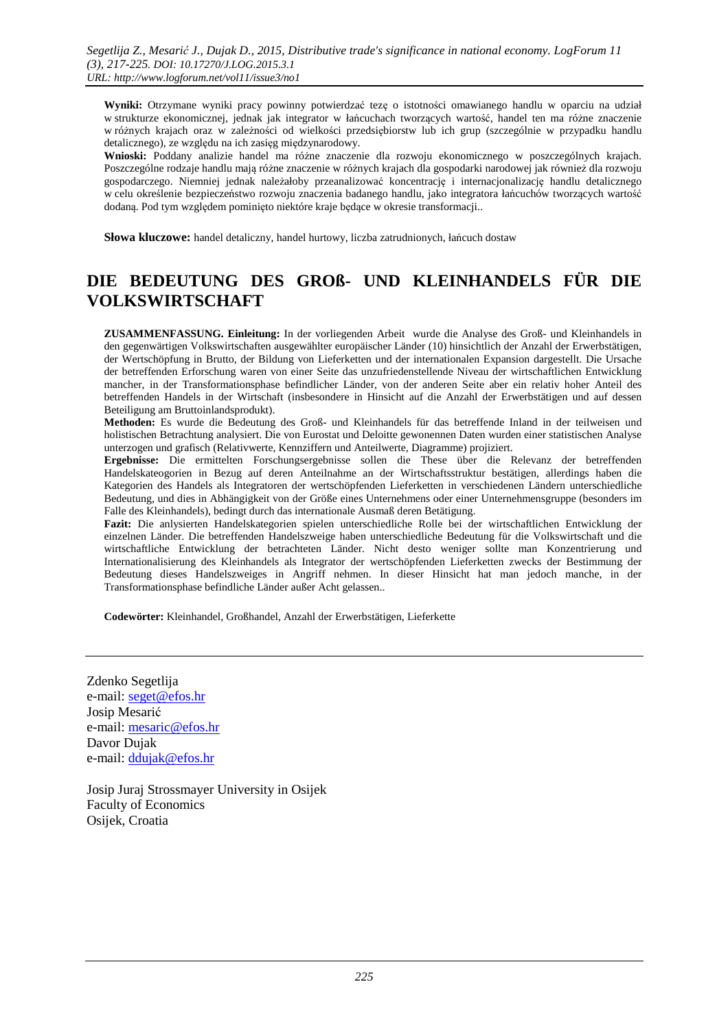**Wyniki:** Otrzymane wyniki pracy powinny potwierdzać tezę o istotności omawianego handlu w oparciu na udział w strukturze ekonomicznej, jednak jak integrator w łańcuchach tworzących wartość, handel ten ma różne znaczenie w różnych krajach oraz w zależności od wielkości przedsiębiorstw lub ich grup (szczególnie w przypadku handlu detalicznego), ze względu na ich zasięg międzynarodowy.

**Wnioski:** Poddany analizie handel ma różne znaczenie dla rozwoju ekonomicznego w poszczególnych krajach. Poszczególne rodzaje handlu mają różne znaczenie w różnych krajach dla gospodarki narodowej jak również dla rozwoju gospodarczego. Niemniej jednak należałoby przeanalizować koncentrację i internacjonalizację handlu detalicznego w celu określenie bezpieczeństwo rozwoju znaczenia badanego handlu, jako integratora łańcuchów tworzących wartość dodaną. Pod tym względem pominięto niektóre kraje będące w okresie transformacji..

**Słowa kluczowe:** handel detaliczny, handel hurtowy, liczba zatrudnionych, łańcuch dostaw

# DIE BEDEUTUNG DES GROß- UND KLEINHANDELS FÜR DIE VOLKSWIRTSCHAFT

**ZUSAMMENFASSUNG. Einleitung:** In der vorliegenden Arbeit wurde die Analyse des Groß- und Kleinhandels in den gegenwärtigen Volkswirtschaften ausgewählter europäischer Länder (10) hinsichtlich der Anzahl der Erwerbstätigen, der Wertschöpfung in Brutto, der Bildung von Lieferketten und der internationalen Expansion dargestellt. Die Ursache der betreffenden Erforschung waren von einer Seite das unzufriedenstellende Niveau der wirtschaftlichen Entwicklung mancher, in der Transformationsphase befindlicher Länder, von der anderen Seite aber ein relativ hoher Anteil des betreffenden Handels in der Wirtschaft (insbesondere in Hinsicht auf die Anzahl der Erwerbstätigen und auf dessen Beteiligung am Bruttoinlandsprodukt).

**Methoden:** Es wurde die Bedeutung des Groß- und Kleinhandels für das betreffende Inland in der teilweisen und holistischen Betrachtung analysiert. Die von Eurostat und Deloitte gewonennen Daten wurden einer statistischen Analyse unterzogen und grafisch (Relativwerte, Kennziffern und Anteilwerte, Diagramme) projiziert.

**Ergebnisse:** Die ermittelten Forschungsergebnisse sollen die These über die Relevanz der betreffenden Handelskategorien in Bezug auf deren Anteilnahme an der Wirtschaftsstruktur bestätigen, allerdings haben die Kategorien des Handels als Integratoren der wertschöpfenden Lieferketten in verschiedenen Ländern unterschiedliche Bedeutung, und dies in Abhängigkeit von der Größe eines Unternehmens oder einer Unternehmensgruppe (besonders im Falle des Kleinhandels), bedingt durch das internationale Ausmaß deren Betätigung.

**Fazit:** Die anlysierten Handelskategorien spielen unterschiedliche Rolle bei der wirtschaftlichen Entwicklung der einzelnen Länder. Die betreffenden Handelszweige haben unterschiedliche Bedeutung für die Volkswirtschaft und die wirtschaftliche Entwicklung der betrachteten Länder. Nicht desto weniger sollte man Konzentrierung und Internationalisierung des Kleinhandels als Integrator der wertschöpfenden Lieferketten zwecks der Bestimmung der Bedeutung dieses Handelszweiges in Angriff nehmen. In dieser Hinsicht hat man jedoch manche, in der Transformationsphase befindliche Länder außer Acht gelassen..

**Codewörter:** Kleinhandel, Großhandel, Anzahl der Erwerbstätigen, Lieferkette

---

Zdenko Segetlija
e-mail: seget@efos.hr
Josip Mesarić
e-mail: mesaric@efos.hr
Davor Dujak
e-mail: ddujak@efos.hr

Josip Juraj Strossmayer University in Osijek
Faculty of Economics
Osijek, Croatia